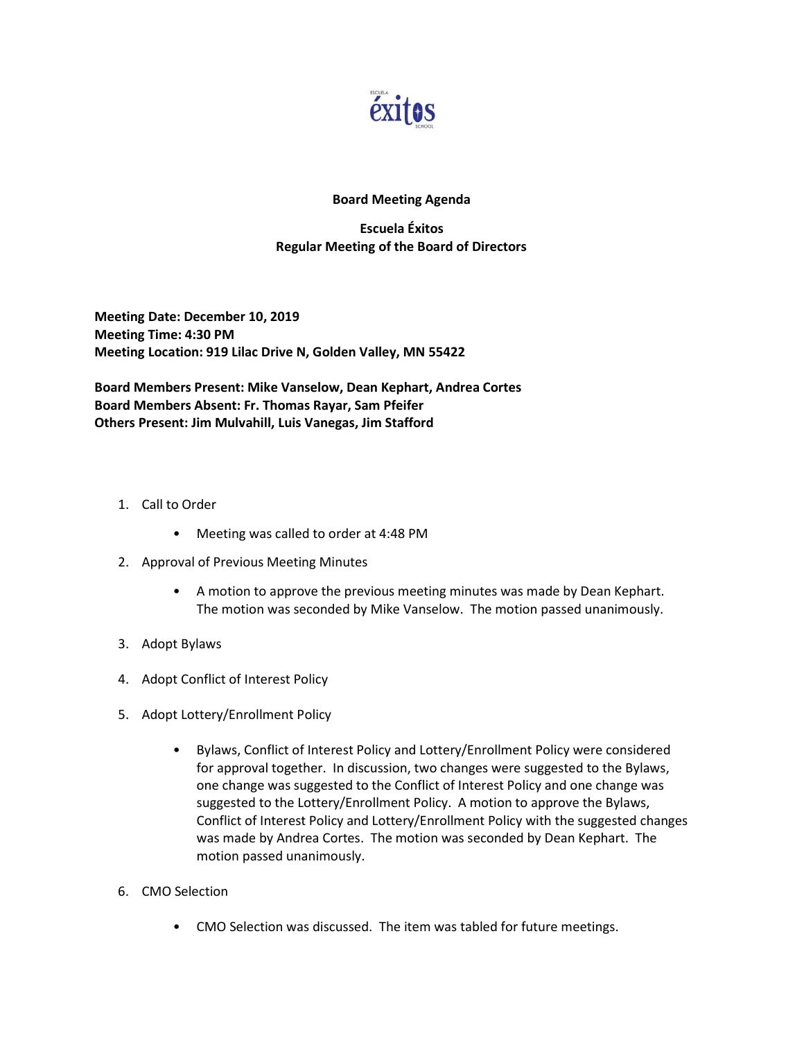**Board Meeting Agenda**

**Escuela Éxitos**
**Regular Meeting of the Board of Directors**

**Meeting Date: December 10, 2019**
**Meeting Time: 4:30 PM**
**Meeting Location: 919 Lilac Drive N, Golden Valley, MN 55422**

**Board Members Present: Mike Vanselow, Dean Kephart, Andrea Cortes**
**Board Members Absent: Fr. Thomas Rayar, Sam Pfeifer**
**Others Present: Jim Mulvahill, Luis Vanegas, Jim Stafford**

1. Call to Order
    - Meeting was called to order at 4:48 PM
2. Approval of Previous Meeting Minutes
    - A motion to approve the previous meeting minutes was made by Dean Kephart. The motion was seconded by Mike Vanselow. The motion passed unanimously.
3. Adopt Bylaws
4. Adopt Conflict of Interest Policy
5. Adopt Lottery/Enrollment Policy
    - Bylaws, Conflict of Interest Policy and Lottery/Enrollment Policy were considered for approval together. In discussion, two changes were suggested to the Bylaws, one change was suggested to the Conflict of Interest Policy and one change was suggested to the Lottery/Enrollment Policy. A motion to approve the Bylaws, Conflict of Interest Policy and Lottery/Enrollment Policy with the suggested changes was made by Andrea Cortes. The motion was seconded by Dean Kephart. The motion passed unanimously.
6. CMO Selection
    - CMO Selection was discussed. The item was tabled for future meetings.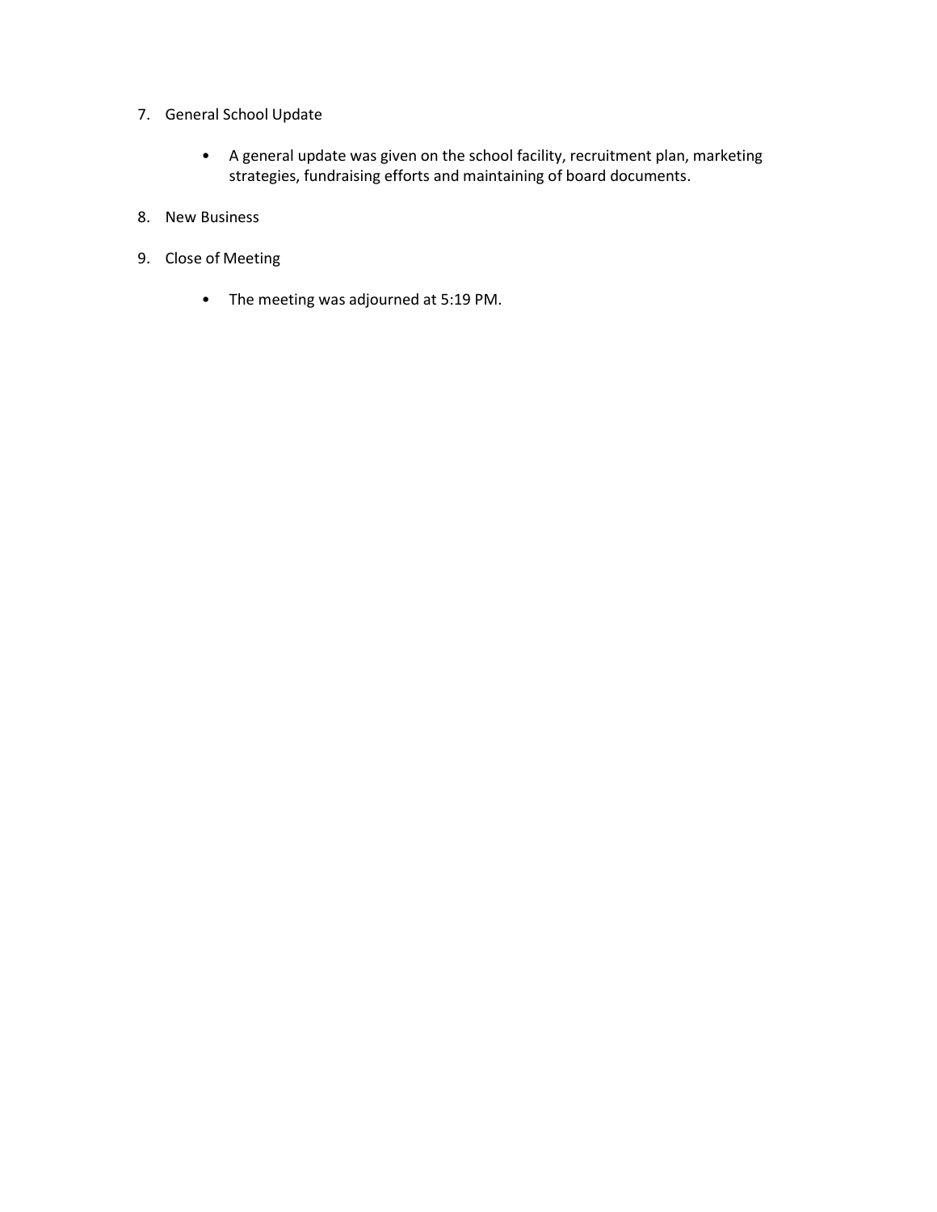7. General School Update

    - A general update was given on the school facility, recruitment plan, marketing strategies, fundraising efforts and maintaining of board documents.

8. New Business

9. Close of Meeting

    - The meeting was adjourned at 5:19 PM.